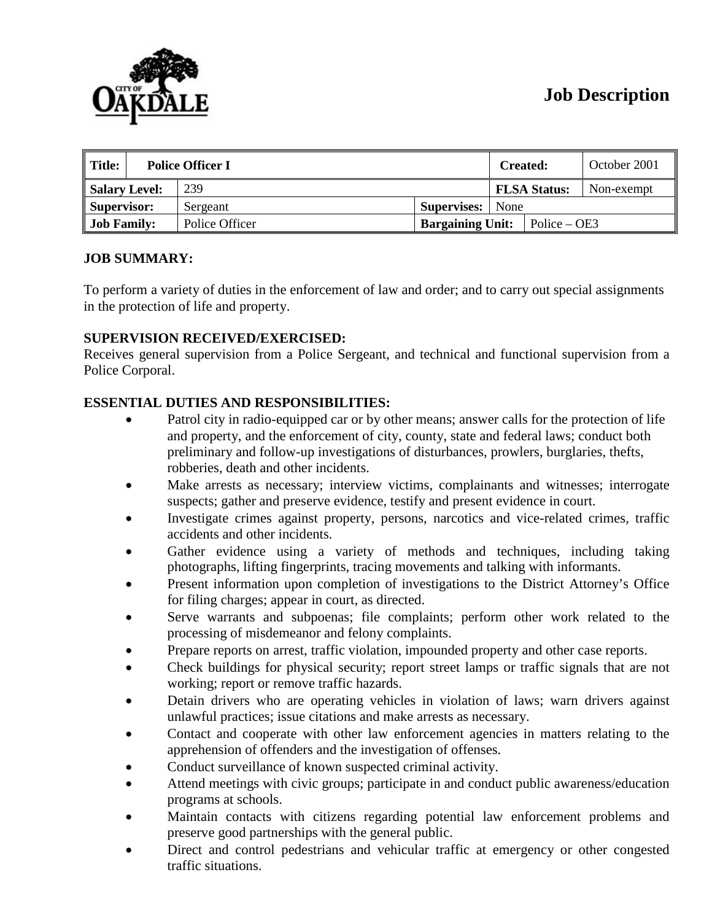# Job Description

| Title: | Police Officer I | | | Created: | October 2001 |
|---|---|---|---|---|---|
| Salary Level: | 239 | | | FLSA Status: | Non-exempt |
| Supervisor: | Sergeant | Supervises: | None | | |
| Job Family: | Police Officer | Bargaining Unit: | Police – OE3 | | |

**JOB SUMMARY:**

To perform a variety of duties in the enforcement of law and order; and to carry out special assignments in the protection of life and property.

**SUPERVISION RECEIVED/EXERCISED:**

Receives general supervision from a Police Sergeant, and technical and functional supervision from a Police Corporal.

**ESSENTIAL DUTIES AND RESPONSIBILITIES:**

- Patrol city in radio-equipped car or by other means; answer calls for the protection of life and property, and the enforcement of city, county, state and federal laws; conduct both preliminary and follow-up investigations of disturbances, prowlers, burglaries, thefts, robberies, death and other incidents.
- Make arrests as necessary; interview victims, complainants and witnesses; interrogate suspects; gather and preserve evidence, testify and present evidence in court.
- Investigate crimes against property, persons, narcotics and vice-related crimes, traffic accidents and other incidents.
- Gather evidence using a variety of methods and techniques, including taking photographs, lifting fingerprints, tracing movements and talking with informants.
- Present information upon completion of investigations to the District Attorney's Office for filing charges; appear in court, as directed.
- Serve warrants and subpoenas; file complaints; perform other work related to the processing of misdemeanor and felony complaints.
- Prepare reports on arrest, traffic violation, impounded property and other case reports.
- Check buildings for physical security; report street lamps or traffic signals that are not working; report or remove traffic hazards.
- Detain drivers who are operating vehicles in violation of laws; warn drivers against unlawful practices; issue citations and make arrests as necessary.
- Contact and cooperate with other law enforcement agencies in matters relating to the apprehension of offenders and the investigation of offenses.
- Conduct surveillance of known suspected criminal activity.
- Attend meetings with civic groups; participate in and conduct public awareness/education programs at schools.
- Maintain contacts with citizens regarding potential law enforcement problems and preserve good partnerships with the general public.
- Direct and control pedestrians and vehicular traffic at emergency or other congested traffic situations.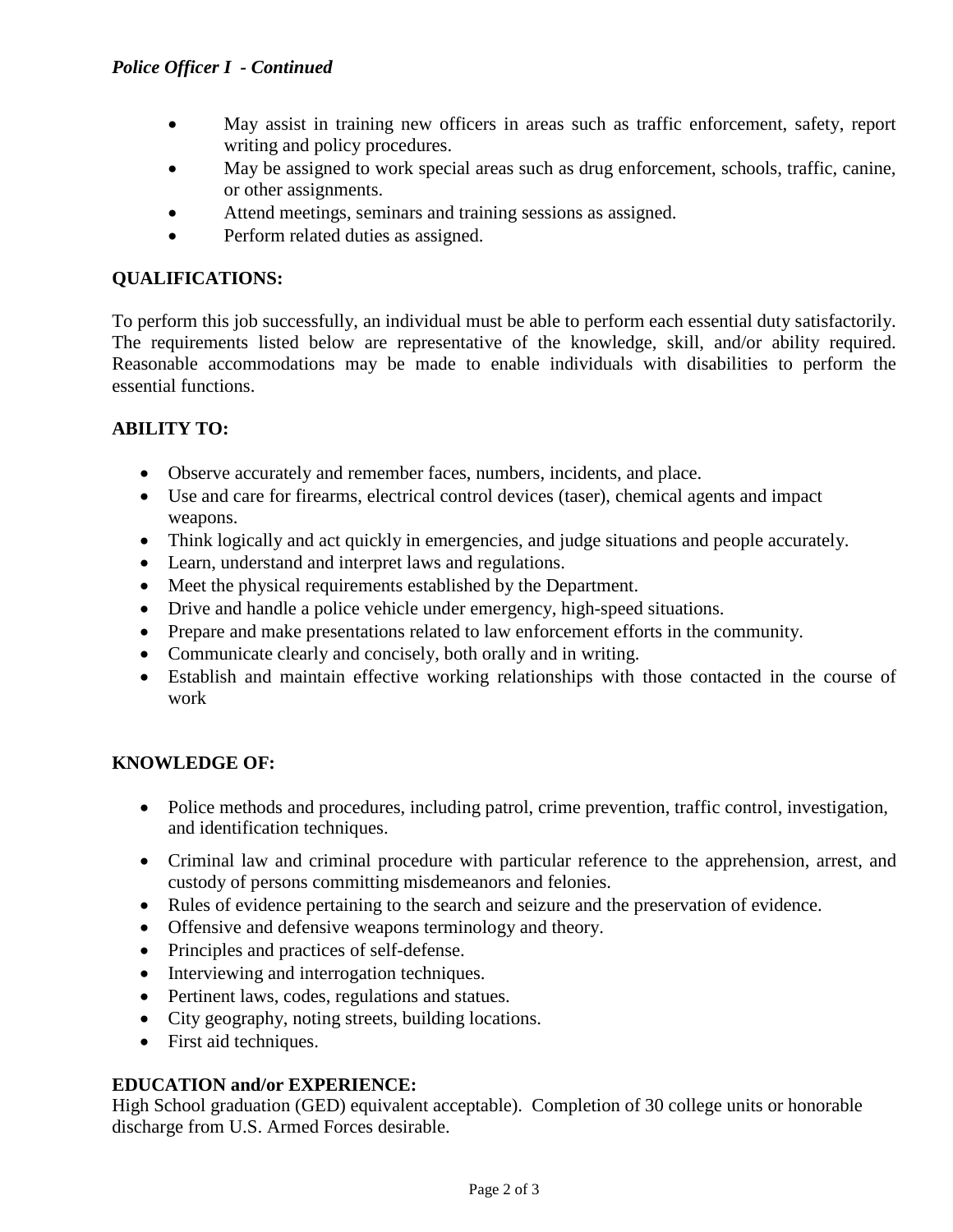*Police Officer I - Continued*

- May assist in training new officers in areas such as traffic enforcement, safety, report writing and policy procedures.
- May be assigned to work special areas such as drug enforcement, schools, traffic, canine, or other assignments.
- Attend meetings, seminars and training sessions as assigned.
- Perform related duties as assigned.

**QUALIFICATIONS:**

To perform this job successfully, an individual must be able to perform each essential duty satisfactorily. The requirements listed below are representative of the knowledge, skill, and/or ability required. Reasonable accommodations may be made to enable individuals with disabilities to perform the essential functions.

**ABILITY TO:**

- Observe accurately and remember faces, numbers, incidents, and place.
- Use and care for firearms, electrical control devices (taser), chemical agents and impact weapons.
- Think logically and act quickly in emergencies, and judge situations and people accurately.
- Learn, understand and interpret laws and regulations.
- Meet the physical requirements established by the Department.
- Drive and handle a police vehicle under emergency, high-speed situations.
- Prepare and make presentations related to law enforcement efforts in the community.
- Communicate clearly and concisely, both orally and in writing.
- Establish and maintain effective working relationships with those contacted in the course of work

**KNOWLEDGE OF:**

- Police methods and procedures, including patrol, crime prevention, traffic control, investigation, and identification techniques.
- Criminal law and criminal procedure with particular reference to the apprehension, arrest, and custody of persons committing misdemeanors and felonies.
- Rules of evidence pertaining to the search and seizure and the preservation of evidence.
- Offensive and defensive weapons terminology and theory.
- Principles and practices of self-defense.
- Interviewing and interrogation techniques.
- Pertinent laws, codes, regulations and statues.
- City geography, noting streets, building locations.
- First aid techniques.

**EDUCATION and/or EXPERIENCE:**
High School graduation (GED) equivalent acceptable). Completion of 30 college units or honorable discharge from U.S. Armed Forces desirable.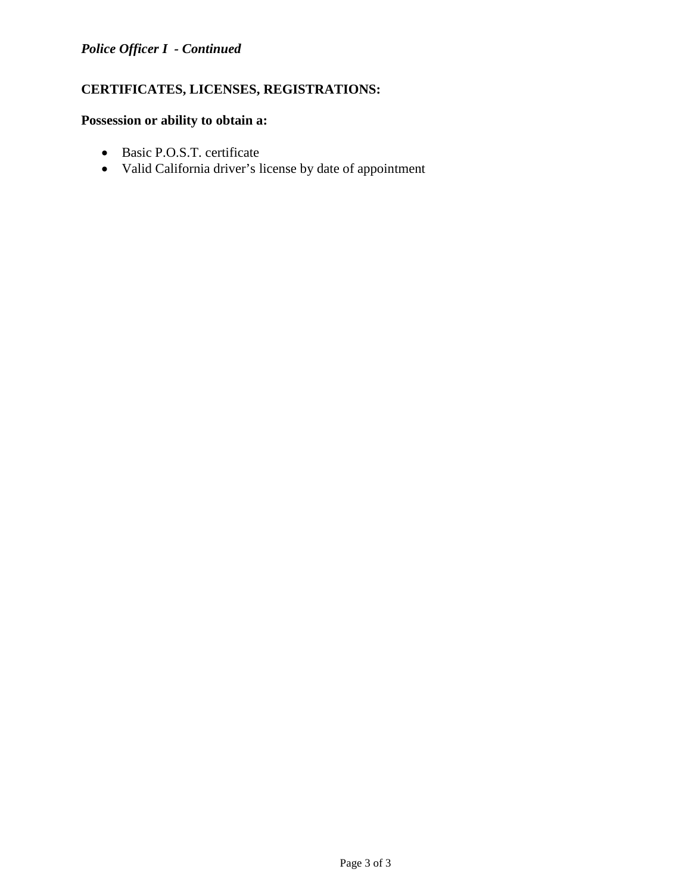**CERTIFICATES, LICENSES, REGISTRATIONS:**

**Possession or ability to obtain a:**

- Basic P.O.S.T. certificate
- Valid California driver's license by date of appointment